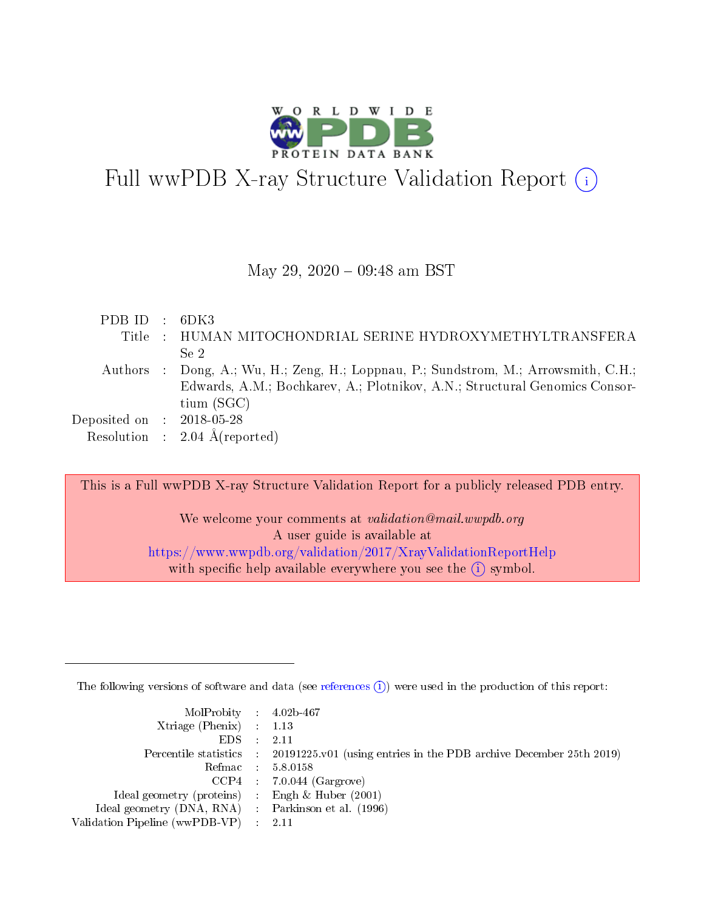# Full wwPDB X-ray Structure Validation Report ⓘ

May 29, 2020 – 09:48 am BST

| | | |
|---|---|---|
| PDB ID | : | 6DK3 |
| Title | : | HUMAN MITOCHONDRIAL SERINE HYDROXYMETHYLTRANSFERASe 2 |
| Authors | : | Dong, A.; Wu, H.; Zeng, H.; Loppnau, P.; Sundstrom, M.; Arrowsmith, C.H.; Edwards, A.M.; Bochkarev, A.; Plotnikov, A.N.; Structural Genomics Consortium (SGC) |
| Deposited on | : | 2018-05-28 |
| Resolution | : | 2.04 Å(reported) |

This is a Full wwPDB X-ray Structure Validation Report for a publicly released PDB entry.

We welcome your comments at *validation@mail.wwpdb.org*
A user guide is available at
https://www.wwpdb.org/validation/2017/XrayValidationReportHelp
with specific help available everywhere you see the ⓘ symbol.

---

The following versions of software and data (see references ⓘ) were used in the production of this report:

| | | |
|---|---|---|
| MolProbity | : | 4.02b-467 |
| Xtriage (Phenix) | : | 1.13 |
| EDS | : | 2.11 |
| Percentile statistics | : | 20191225.v01 (using entries in the PDB archive December 25th 2019) |
| Refmac | : | 5.8.0158 |
| CCP4 | : | 7.0.044 (Gargrove) |
| Ideal geometry (proteins) | : | Engh & Huber (2001) |
| Ideal geometry (DNA, RNA) | : | Parkinson et al. (1996) |
| Validation Pipeline (wwPDB-VP) | : | 2.11 |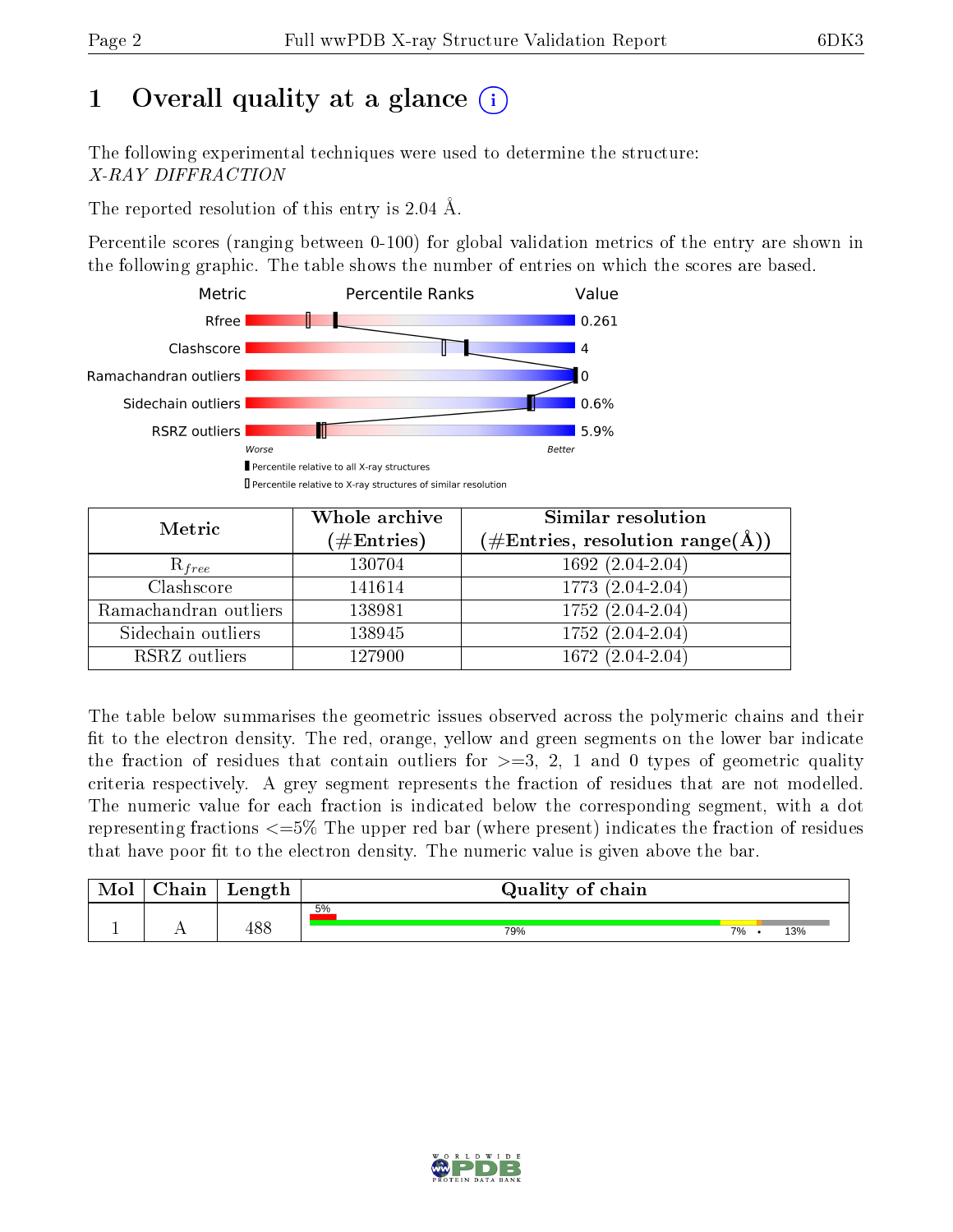# 1 Overall quality at a glance (i)

The following experimental techniques were used to determine the structure: *X-RAY DIFFRACTION*

The reported resolution of this entry is 2.04 Å.

Percentile scores (ranging between 0-100) for global validation metrics of the entry are shown in the following graphic. The table shows the number of entries on which the scores are based.

| Metric | Value |
|---|---|
| Rfree | 0.261 |
| Clashscore | 4 |
| Ramachandran outliers | 0 |
| Sidechain outliers | 0.6% |
| RSRZ outliers | 5.9% |

Worse — Better

▮ Percentile relative to all X-ray structures
▯ Percentile relative to X-ray structures of similar resolution

| Metric | Whole archive (#Entries) | Similar resolution (#Entries, resolution range(Å)) |
|---|---|---|
| $R_{free}$ | 130704 | 1692 (2.04-2.04) |
| Clashscore | 141614 | 1773 (2.04-2.04) |
| Ramachandran outliers | 138981 | 1752 (2.04-2.04) |
| Sidechain outliers | 138945 | 1752 (2.04-2.04) |
| RSRZ outliers | 127900 | 1672 (2.04-2.04) |

The table below summarises the geometric issues observed across the polymeric chains and their fit to the electron density. The red, orange, yellow and green segments on the lower bar indicate the fraction of residues that contain outliers for >=3, 2, 1 and 0 types of geometric quality criteria respectively. A grey segment represents the fraction of residues that are not modelled. The numeric value for each fraction is indicated below the corresponding segment, with a dot representing fractions <=5% The upper red bar (where present) indicates the fraction of residues that have poor fit to the electron density. The numeric value is given above the bar.

| Mol | Chain | Length | Quality of chain |
|---|---|---|---|
| 1 | A | 488 | 5% (poor fit); 79%, 7%, •, 13% |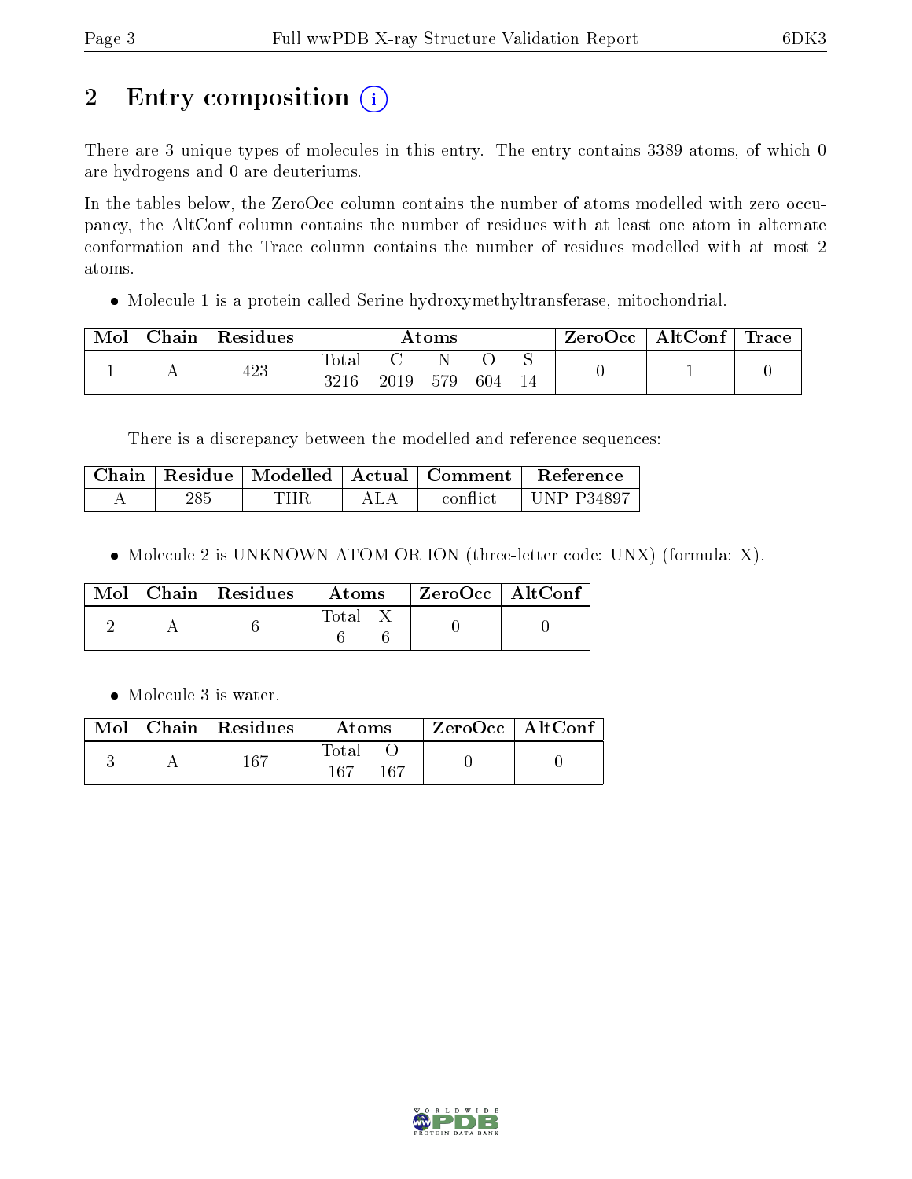# 2 Entry composition

There are 3 unique types of molecules in this entry. The entry contains 3389 atoms, of which 0 are hydrogens and 0 are deuteriums.

In the tables below, the ZeroOcc column contains the number of atoms modelled with zero occupancy, the AltConf column contains the number of residues with at least one atom in alternate conformation and the Trace column contains the number of residues modelled with at most 2 atoms.

- Molecule 1 is a protein called Serine hydroxymethyltransferase, mitochondrial.

| Mol | Chain | Residues | Atoms | | | | | ZeroOcc | AltConf | Trace |
|---|---|---|---|---|---|---|---|---|---|---|
| 1 | A | 423 | Total | C | N | O | S | 0 | 1 | 0 |
| | | | 3216 | 2019 | 579 | 604 | 14 | | | |

There is a discrepancy between the modelled and reference sequences:

| Chain | Residue | Modelled | Actual | Comment | Reference |
|---|---|---|---|---|---|
| A | 285 | THR | ALA | conflict | UNP P34897 |

- Molecule 2 is UNKNOWN ATOM OR ION (three-letter code: UNX) (formula: X).

| Mol | Chain | Residues | Atoms | | ZeroOcc | AltConf |
|---|---|---|---|---|---|---|
| 2 | A | 6 | Total | X | 0 | 0 |
| | | | 6 | 6 | | |

- Molecule 3 is water.

| Mol | Chain | Residues | Atoms | | ZeroOcc | AltConf |
|---|---|---|---|---|---|---|
| 3 | A | 167 | Total | O | 0 | 0 |
| | | | 167 | 167 | | |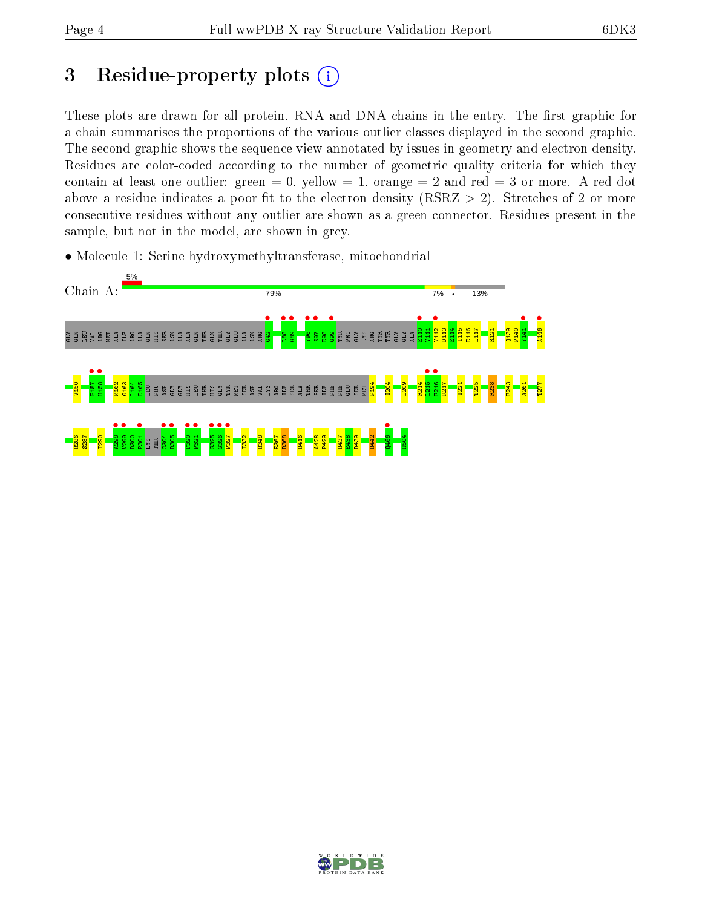# 3 Residue-property plots

These plots are drawn for all protein, RNA and DNA chains in the entry. The first graphic for a chain summarises the proportions of the various outlier classes displayed in the second graphic. The second graphic shows the sequence view annotated by issues in geometry and electron density. Residues are color-coded according to the number of geometric quality criteria for which they contain at least one outlier: green = 0, yellow = 1, orange = 2 and red = 3 or more. A red dot above a residue indicates a poor fit to the electron density (RSRZ > 2). Stretches of 2 or more consecutive residues without any outlier are shown as a green connector. Residues present in the sample, but not in the model, are shown in grey.

- Molecule 1: Serine hydroxymethyltransferase, mitochondrial

Chain A: 5% | 79% | 7% | • | 13%

GLY GLN LEU VAL ARG MET ALA ILE ARG ALA GLN HIS SER ASN ALA ALA GLN THR GLN THR GLY GLU ALA ASN ARG G42 L88 G89 Y96 S97 E98 G99 TYR PRO GLY LYS ARG TYR TYR GLY GLY ALA E110 V111 V112 D113 E114 I115 E116 L117 R121 Q139 P140 Y141 A146

V150 F157 H158 M162 G163 I164 D165 LEU PRO ASP GLY GLY HIS LEU THR HIS GLY TYR MET SER ASP VAL LYS ARG ILE SER ALA THR SER ILE PHE PHE GLU SER MET P194 I204 L209 R214 L215 F216 R217 I221 T225 R238 E243 A261 T277

R286 S287 I290 A298 V299 D300 P301 LYS THR G304 R305 F320 P321 G325 G326 P327 I332 R348 E367 R368 R416 A428 P429 R437 R438 D439 R442 Q466 H504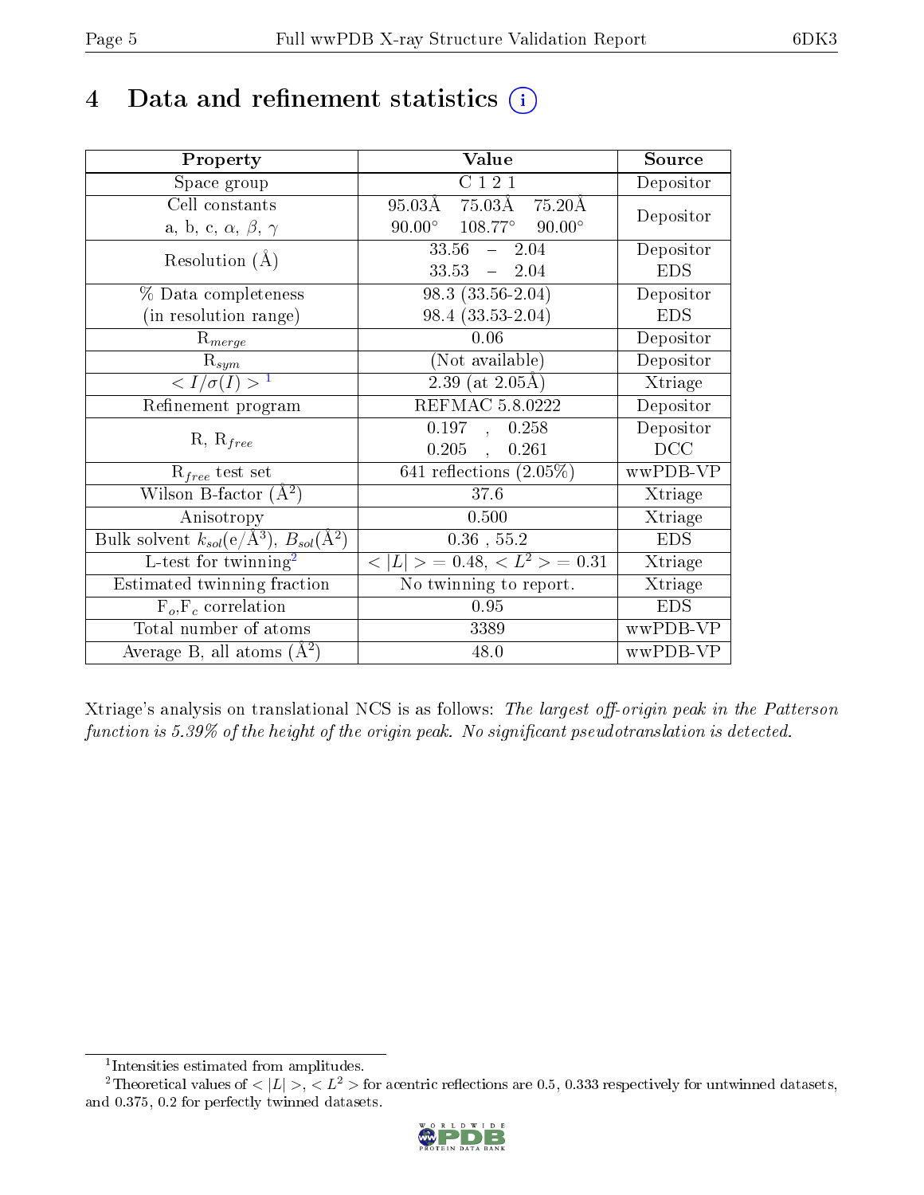# 4 Data and refinement statistics

| Property | Value | Source |
|---|---|---|
| Space group | C 1 2 1 | Depositor |
| Cell constants<br>a, b, c, $\alpha$, $\beta$, $\gamma$ | 95.03Å 75.03Å 75.20Å<br>90.00° 108.77° 90.00° | Depositor |
| Resolution (Å) | 33.56 – 2.04<br>33.53 – 2.04 | Depositor<br>EDS |
| % Data completeness<br>(in resolution range) | 98.3 (33.56-2.04)<br>98.4 (33.53-2.04) | Depositor<br>EDS |
| $R_{merge}$ | 0.06 | Depositor |
| $R_{sym}$ | (Not available) | Depositor |
| $< I/\sigma(I) >$ [1] | 2.39 (at 2.05Å) | Xtriage |
| Refinement program | REFMAC 5.8.0222 | Depositor |
| R, $R_{free}$ | 0.197 , 0.258<br>0.205 , 0.261 | Depositor<br>DCC |
| $R_{free}$ test set | 641 reflections (2.05%) | wwPDB-VP |
| Wilson B-factor (Å$^2$) | 37.6 | Xtriage |
| Anisotropy | 0.500 | Xtriage |
| Bulk solvent $k_{sol}$(e/Å$^3$), $B_{sol}$(Å$^2$) | 0.36 , 55.2 | EDS |
| L-test for twinning[2] | $< \|L\| >$ = 0.48, $< L^2 >$ = 0.31 | Xtriage |
| Estimated twinning fraction | No twinning to report. | Xtriage |
| $F_o$,$F_c$ correlation | 0.95 | EDS |
| Total number of atoms | 3389 | wwPDB-VP |
| Average B, all atoms (Å$^2$) | 48.0 | wwPDB-VP |

Xtriage's analysis on translational NCS is as follows: *The largest off-origin peak in the Patterson function is 5.39% of the height of the origin peak. No significant pseudotranslation is detected.*

[1] Intensities estimated from amplitudes.

[2] Theoretical values of $< |L| >$, $< L^2 >$ for acentric reflections are 0.5, 0.333 respectively for untwinned datasets, and 0.375, 0.2 for perfectly twinned datasets.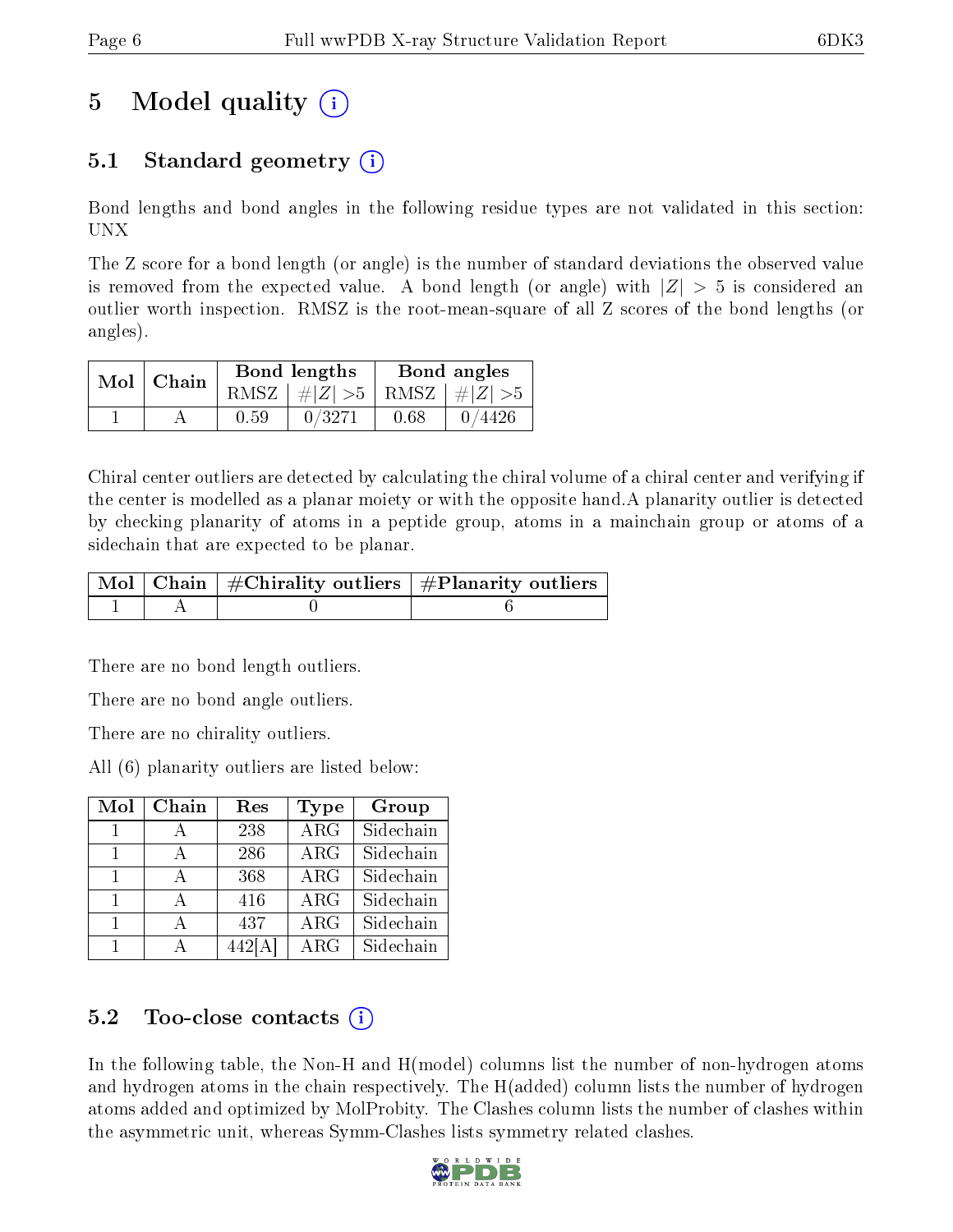# 5 Model quality

## 5.1 Standard geometry

Bond lengths and bond angles in the following residue types are not validated in this section: UNX

The Z score for a bond length (or angle) is the number of standard deviations the observed value is removed from the expected value. A bond length (or angle) with $|Z| > 5$ is considered an outlier worth inspection. RMSZ is the root-mean-square of all Z scores of the bond lengths (or angles).

| Mol | Chain | Bond lengths | | Bond angles | |
|---|---|---|---|---|---|
| | | RMSZ | $\#\|Z\| > 5$ | RMSZ | $\#\|Z\| > 5$ |
| 1 | A | 0.59 | 0/3271 | 0.68 | 0/4426 |

Chiral center outliers are detected by calculating the chiral volume of a chiral center and verifying if the center is modelled as a planar moiety or with the opposite hand.A planarity outlier is detected by checking planarity of atoms in a peptide group, atoms in a mainchain group or atoms of a sidechain that are expected to be planar.

| Mol | Chain | #Chirality outliers | #Planarity outliers |
|---|---|---|---|
| 1 | A | 0 | 6 |

There are no bond length outliers.

There are no bond angle outliers.

There are no chirality outliers.

All (6) planarity outliers are listed below:

| Mol | Chain | Res | Type | Group |
|---|---|---|---|---|
| 1 | A | 238 | ARG | Sidechain |
| 1 | A | 286 | ARG | Sidechain |
| 1 | A | 368 | ARG | Sidechain |
| 1 | A | 416 | ARG | Sidechain |
| 1 | A | 437 | ARG | Sidechain |
| 1 | A | 442[A] | ARG | Sidechain |

## 5.2 Too-close contacts

In the following table, the Non-H and H(model) columns list the number of non-hydrogen atoms and hydrogen atoms in the chain respectively. The H(added) column lists the number of hydrogen atoms added and optimized by MolProbity. The Clashes column lists the number of clashes within the asymmetric unit, whereas Symm-Clashes lists symmetry related clashes.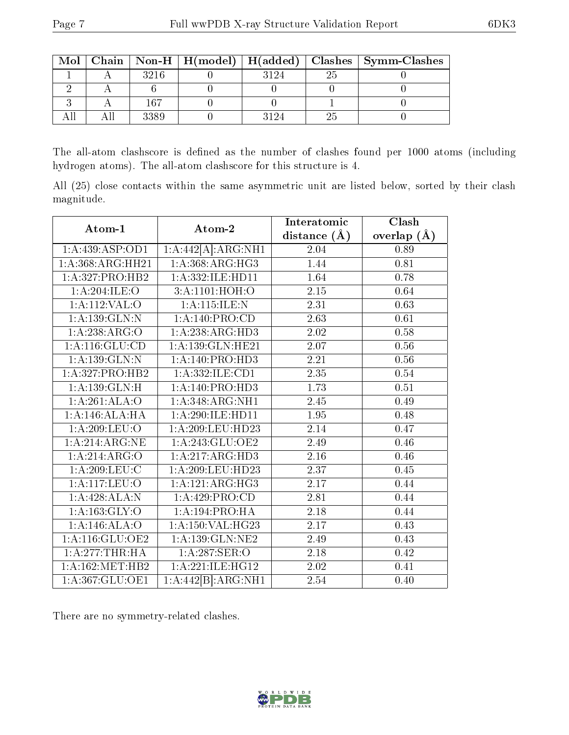| Mol | Chain | Non-H | H(model) | H(added) | Clashes | Symm-Clashes |
|---|---|---|---|---|---|---|
| 1 | A | 3216 | 0 | 3124 | 25 | 0 |
| 2 | A | 6 | 0 | 0 | 0 | 0 |
| 3 | A | 167 | 0 | 0 | 1 | 0 |
| All | All | 3389 | 0 | 3124 | 25 | 0 |

The all-atom clashscore is defined as the number of clashes found per 1000 atoms (including hydrogen atoms). The all-atom clashscore for this structure is 4.

All (25) close contacts within the same asymmetric unit are listed below, sorted by their clash magnitude.

| Atom-1 | Atom-2 | Interatomic distance (Å) | Clash overlap (Å) |
|---|---|---|---|
| 1:A:439:ASP:OD1 | 1:A:442[A]:ARG:NH1 | 2.04 | 0.89 |
| 1:A:368:ARG:HH21 | 1:A:368:ARG:HG3 | 1.44 | 0.81 |
| 1:A:327:PRO:HB2 | 1:A:332:ILE:HD11 | 1.64 | 0.78 |
| 1:A:204:ILE:O | 3:A:1101:HOH:O | 2.15 | 0.64 |
| 1:A:112:VAL:O | 1:A:115:ILE:N | 2.31 | 0.63 |
| 1:A:139:GLN:N | 1:A:140:PRO:CD | 2.63 | 0.61 |
| 1:A:238:ARG:O | 1:A:238:ARG:HD3 | 2.02 | 0.58 |
| 1:A:116:GLU:CD | 1:A:139:GLN:HE21 | 2.07 | 0.56 |
| 1:A:139:GLN:N | 1:A:140:PRO:HD3 | 2.21 | 0.56 |
| 1:A:327:PRO:HB2 | 1:A:332:ILE:CD1 | 2.35 | 0.54 |
| 1:A:139:GLN:H | 1:A:140:PRO:HD3 | 1.73 | 0.51 |
| 1:A:261:ALA:O | 1:A:348:ARG:NH1 | 2.45 | 0.49 |
| 1:A:146:ALA:HA | 1:A:290:ILE:HD11 | 1.95 | 0.48 |
| 1:A:209:LEU:O | 1:A:209:LEU:HD23 | 2.14 | 0.47 |
| 1:A:214:ARG:NE | 1:A:243:GLU:OE2 | 2.49 | 0.46 |
| 1:A:214:ARG:O | 1:A:217:ARG:HD3 | 2.16 | 0.46 |
| 1:A:209:LEU:C | 1:A:209:LEU:HD23 | 2.37 | 0.45 |
| 1:A:117:LEU:O | 1:A:121:ARG:HG3 | 2.17 | 0.44 |
| 1:A:428:ALA:N | 1:A:429:PRO:CD | 2.81 | 0.44 |
| 1:A:163:GLY:O | 1:A:194:PRO:HA | 2.18 | 0.44 |
| 1:A:146:ALA:O | 1:A:150:VAL:HG23 | 2.17 | 0.43 |
| 1:A:116:GLU:OE2 | 1:A:139:GLN:NE2 | 2.49 | 0.43 |
| 1:A:277:THR:HA | 1:A:287:SER:O | 2.18 | 0.42 |
| 1:A:162:MET:HB2 | 1:A:221:ILE:HG12 | 2.02 | 0.41 |
| 1:A:367:GLU:OE1 | 1:A:442[B]:ARG:NH1 | 2.54 | 0.40 |

There are no symmetry-related clashes.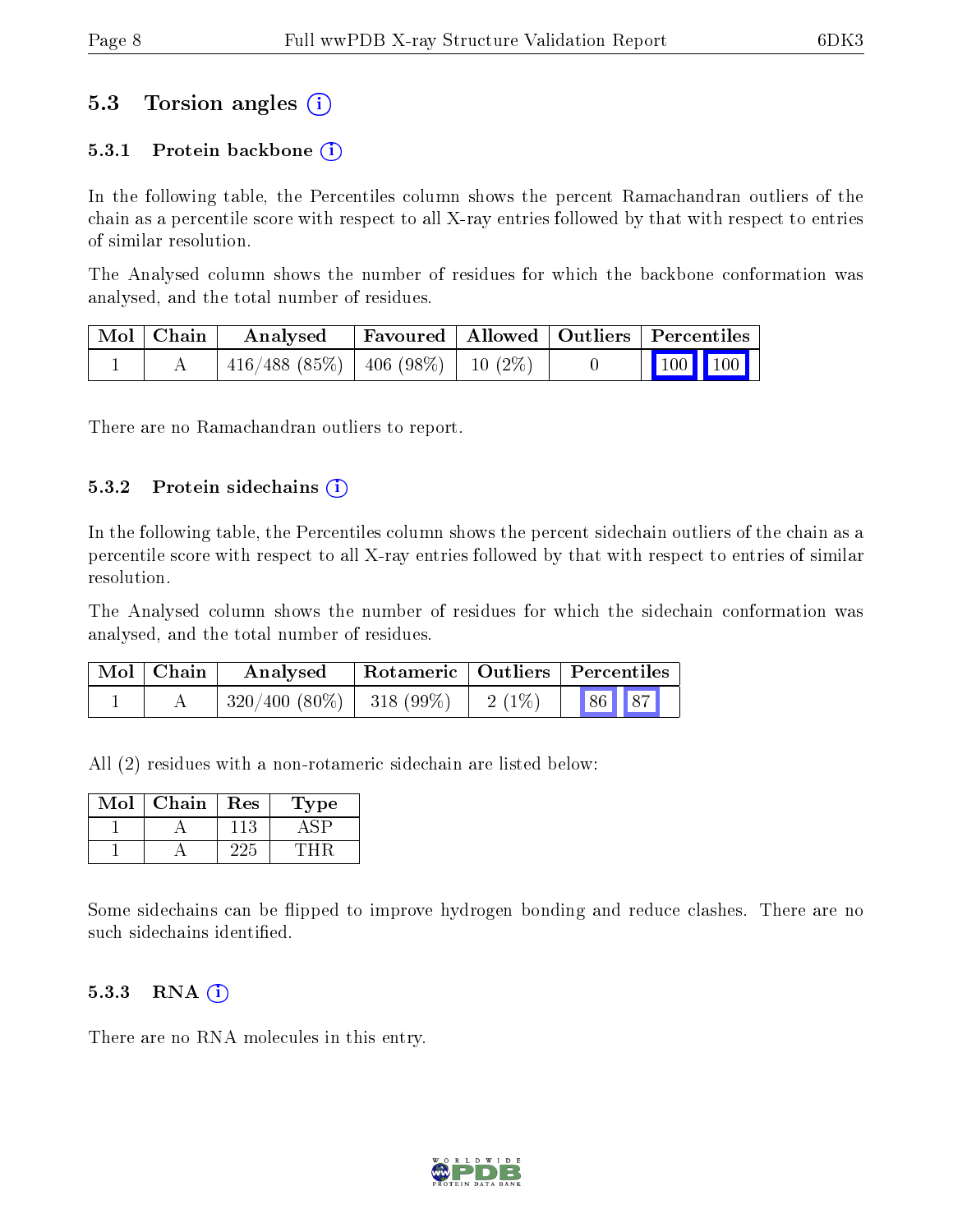## 5.3 Torsion angles

### 5.3.1 Protein backbone

In the following table, the Percentiles column shows the percent Ramachandran outliers of the chain as a percentile score with respect to all X-ray entries followed by that with respect to entries of similar resolution.

The Analysed column shows the number of residues for which the backbone conformation was analysed, and the total number of residues.

| Mol | Chain | Analysed | Favoured | Allowed | Outliers | Percentiles | |
|---|---|---|---|---|---|---|---|
| 1 | A | 416/488 (85%) | 406 (98%) | 10 (2%) | 0 | 100 | 100 |

There are no Ramachandran outliers to report.

### 5.3.2 Protein sidechains

In the following table, the Percentiles column shows the percent sidechain outliers of the chain as a percentile score with respect to all X-ray entries followed by that with respect to entries of similar resolution.

The Analysed column shows the number of residues for which the sidechain conformation was analysed, and the total number of residues.

| Mol | Chain | Analysed | Rotameric | Outliers | Percentiles | |
|---|---|---|---|---|---|---|
| 1 | A | 320/400 (80%) | 318 (99%) | 2 (1%) | 86 | 87 |

All (2) residues with a non-rotameric sidechain are listed below:

| Mol | Chain | Res | Type |
|---|---|---|---|
| 1 | A | 113 | ASP |
| 1 | A | 225 | THR |

Some sidechains can be flipped to improve hydrogen bonding and reduce clashes. There are no such sidechains identified.

### 5.3.3 RNA

There are no RNA molecules in this entry.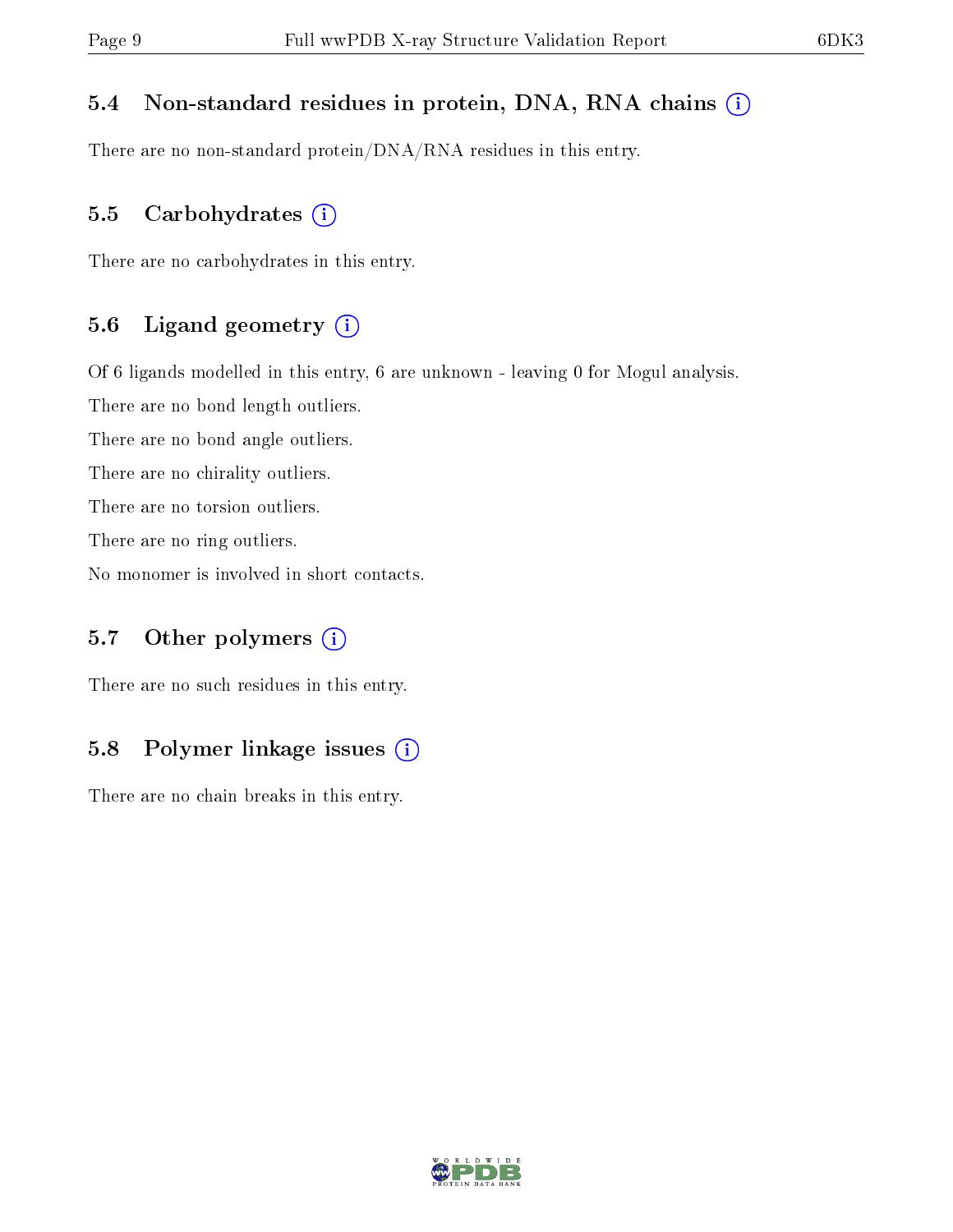## 5.4 Non-standard residues in protein, DNA, RNA chains (i)

There are no non-standard protein/DNA/RNA residues in this entry.

## 5.5 Carbohydrates (i)

There are no carbohydrates in this entry.

## 5.6 Ligand geometry (i)

Of 6 ligands modelled in this entry, 6 are unknown - leaving 0 for Mogul analysis.

There are no bond length outliers.

There are no bond angle outliers.

There are no chirality outliers.

There are no torsion outliers.

There are no ring outliers.

No monomer is involved in short contacts.

## 5.7 Other polymers (i)

There are no such residues in this entry.

## 5.8 Polymer linkage issues (i)

There are no chain breaks in this entry.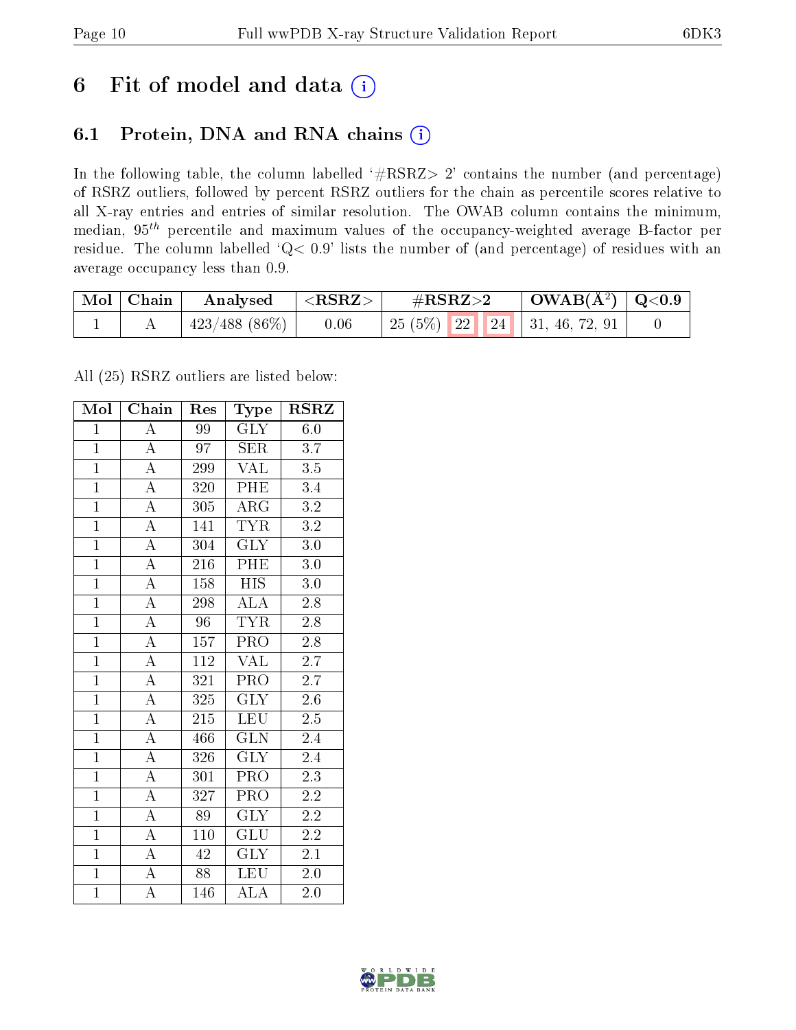# 6 Fit of model and data ⓘ

## 6.1 Protein, DNA and RNA chains ⓘ

In the following table, the column labelled '#RSRZ> 2' contains the number (and percentage) of RSRZ outliers, followed by percent RSRZ outliers for the chain as percentile scores relative to all X-ray entries and entries of similar resolution. The OWAB column contains the minimum, median, $95^{th}$ percentile and maximum values of the occupancy-weighted average B-factor per residue. The column labelled 'Q< 0.9' lists the number of (and percentage) of residues with an average occupancy less than 0.9.

| Mol | Chain | Analysed | <RSRZ> | #RSRZ>2 | | | OWAB(Å$^2$) | Q<0.9 |
|---|---|---|---|---|---|---|---|---|
| 1 | A | 423/488 (86%) | 0.06 | 25 (5%) | 22 | 24 | 31, 46, 72, 91 | 0 |

All (25) RSRZ outliers are listed below:

| Mol | Chain | Res | Type | RSRZ |
|---|---|---|---|---|
| 1 | A | 99 | GLY | 6.0 |
| 1 | A | 97 | SER | 3.7 |
| 1 | A | 299 | VAL | 3.5 |
| 1 | A | 320 | PHE | 3.4 |
| 1 | A | 305 | ARG | 3.2 |
| 1 | A | 141 | TYR | 3.2 |
| 1 | A | 304 | GLY | 3.0 |
| 1 | A | 216 | PHE | 3.0 |
| 1 | A | 158 | HIS | 3.0 |
| 1 | A | 298 | ALA | 2.8 |
| 1 | A | 96 | TYR | 2.8 |
| 1 | A | 157 | PRO | 2.8 |
| 1 | A | 112 | VAL | 2.7 |
| 1 | A | 321 | PRO | 2.7 |
| 1 | A | 325 | GLY | 2.6 |
| 1 | A | 215 | LEU | 2.5 |
| 1 | A | 466 | GLN | 2.4 |
| 1 | A | 326 | GLY | 2.4 |
| 1 | A | 301 | PRO | 2.3 |
| 1 | A | 327 | PRO | 2.2 |
| 1 | A | 89 | GLY | 2.2 |
| 1 | A | 110 | GLU | 2.2 |
| 1 | A | 42 | GLY | 2.1 |
| 1 | A | 88 | LEU | 2.0 |
| 1 | A | 146 | ALA | 2.0 |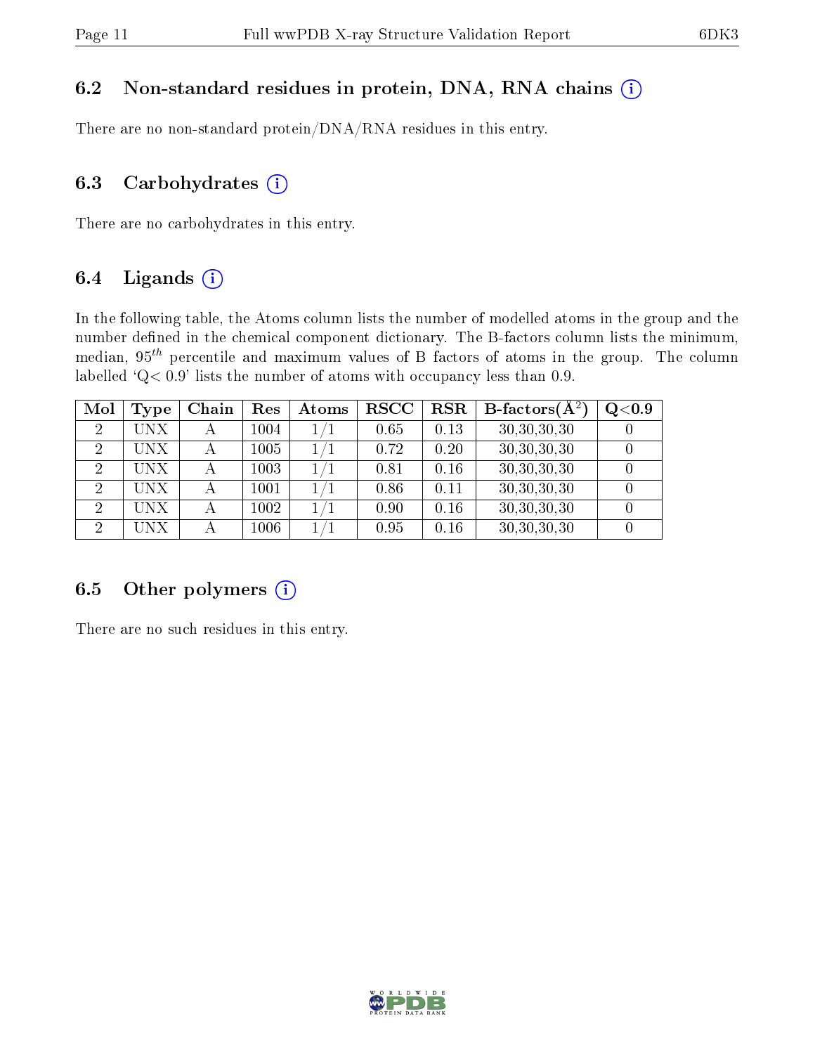## 6.2 Non-standard residues in protein, DNA, RNA chains (i)

There are no non-standard protein/DNA/RNA residues in this entry.

## 6.3 Carbohydrates (i)

There are no carbohydrates in this entry.

## 6.4 Ligands (i)

In the following table, the Atoms column lists the number of modelled atoms in the group and the number defined in the chemical component dictionary. The B-factors column lists the minimum, median, $95^{th}$ percentile and maximum values of B factors of atoms in the group. The column labelled 'Q< 0.9' lists the number of atoms with occupancy less than 0.9.

| Mol | Type | Chain | Res | Atoms | RSCC | RSR | B-factors(Å$^2$) | Q<0.9 |
|---|---|---|---|---|---|---|---|---|
| 2 | UNX | A | 1004 | 1/1 | 0.65 | 0.13 | 30,30,30,30 | 0 |
| 2 | UNX | A | 1005 | 1/1 | 0.72 | 0.20 | 30,30,30,30 | 0 |
| 2 | UNX | A | 1003 | 1/1 | 0.81 | 0.16 | 30,30,30,30 | 0 |
| 2 | UNX | A | 1001 | 1/1 | 0.86 | 0.11 | 30,30,30,30 | 0 |
| 2 | UNX | A | 1002 | 1/1 | 0.90 | 0.16 | 30,30,30,30 | 0 |
| 2 | UNX | A | 1006 | 1/1 | 0.95 | 0.16 | 30,30,30,30 | 0 |

## 6.5 Other polymers (i)

There are no such residues in this entry.